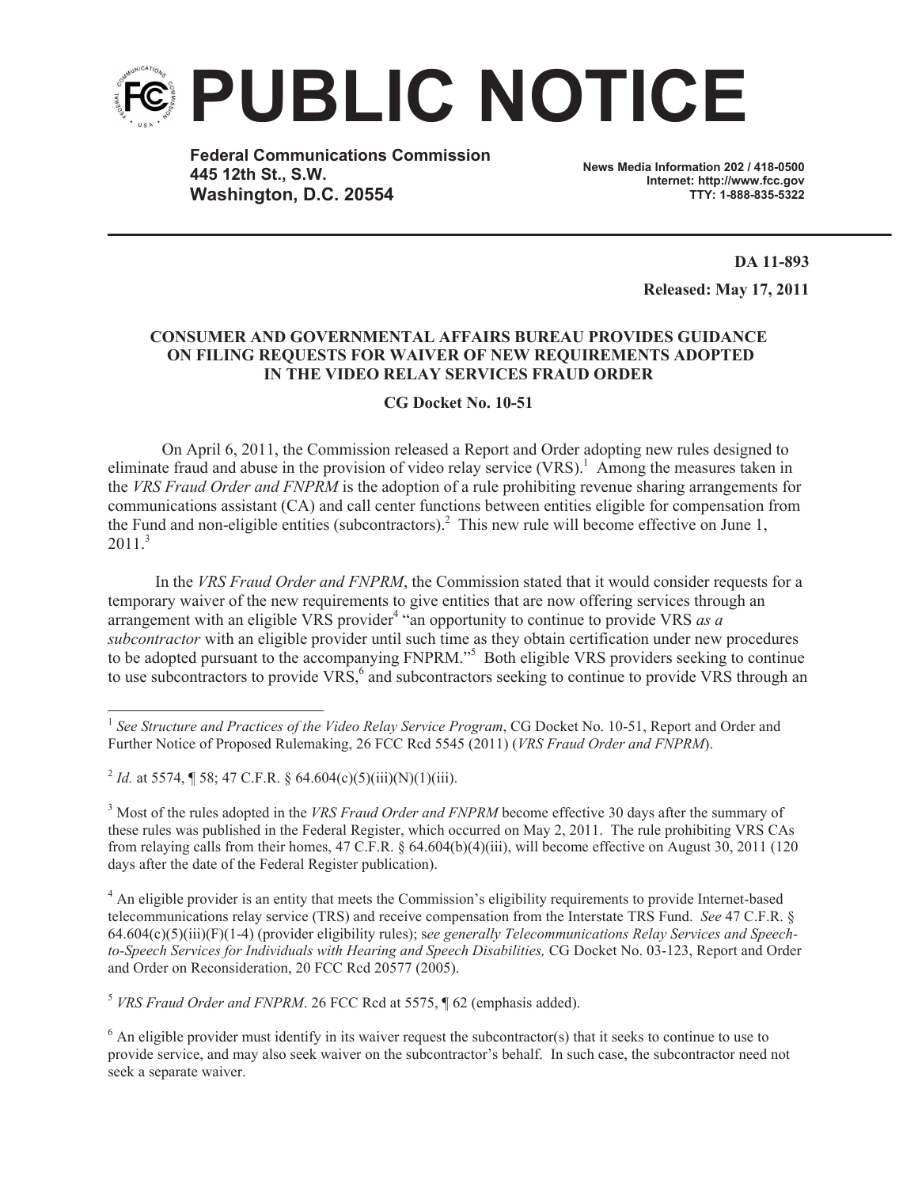# PUBLIC NOTICE

**Federal Communications Commission**
**445 12th St., S.W.**
**Washington, D.C. 20554**

**News Media Information 202 / 418-0500**
**Internet: http://www.fcc.gov**
**TTY: 1-888-835-5322**

**DA 11-893**

**Released: May 17, 2011**

**CONSUMER AND GOVERNMENTAL AFFAIRS BUREAU PROVIDES GUIDANCE ON FILING REQUESTS FOR WAIVER OF NEW REQUIREMENTS ADOPTED IN THE VIDEO RELAY SERVICES FRAUD ORDER**

**CG Docket No. 10-51**

On April 6, 2011, the Commission released a Report and Order adopting new rules designed to eliminate fraud and abuse in the provision of video relay service (VRS).[1] Among the measures taken in the *VRS Fraud Order and FNPRM* is the adoption of a rule prohibiting revenue sharing arrangements for communications assistant (CA) and call center functions between entities eligible for compensation from the Fund and non-eligible entities (subcontractors).[2] This new rule will become effective on June 1, 2011.[3]

In the *VRS Fraud Order and FNPRM*, the Commission stated that it would consider requests for a temporary waiver of the new requirements to give entities that are now offering services through an arrangement with an eligible VRS provider[4] "an opportunity to continue to provide VRS *as a subcontractor* with an eligible provider until such time as they obtain certification under new procedures to be adopted pursuant to the accompanying FNPRM."[5] Both eligible VRS providers seeking to continue to use subcontractors to provide VRS,[6] and subcontractors seeking to continue to provide VRS through an

---

[1] *See Structure and Practices of the Video Relay Service Program*, CG Docket No. 10-51, Report and Order and Further Notice of Proposed Rulemaking, 26 FCC Rcd 5545 (2011) (*VRS Fraud Order and FNPRM*).

[2] *Id.* at 5574, ¶ 58; 47 C.F.R. § 64.604(c)(5)(iii)(N)(1)(iii).

[3] Most of the rules adopted in the *VRS Fraud Order and FNPRM* become effective 30 days after the summary of these rules was published in the Federal Register, which occurred on May 2, 2011. The rule prohibiting VRS CAs from relaying calls from their homes, 47 C.F.R. § 64.604(b)(4)(iii), will become effective on August 30, 2011 (120 days after the date of the Federal Register publication).

[4] An eligible provider is an entity that meets the Commission's eligibility requirements to provide Internet-based telecommunications relay service (TRS) and receive compensation from the Interstate TRS Fund. *See* 47 C.F.R. § 64.604(c)(5)(iii)(F)(1-4) (provider eligibility rules); s*ee generally Telecommunications Relay Services and Speech-to-Speech Services for Individuals with Hearing and Speech Disabilities,* CG Docket No. 03-123, Report and Order and Order on Reconsideration, 20 FCC Rcd 20577 (2005).

[5] *VRS Fraud Order and FNPRM*. 26 FCC Rcd at 5575, ¶ 62 (emphasis added).

[6] An eligible provider must identify in its waiver request the subcontractor(s) that it seeks to continue to use to provide service, and may also seek waiver on the subcontractor's behalf. In such case, the subcontractor need not seek a separate waiver.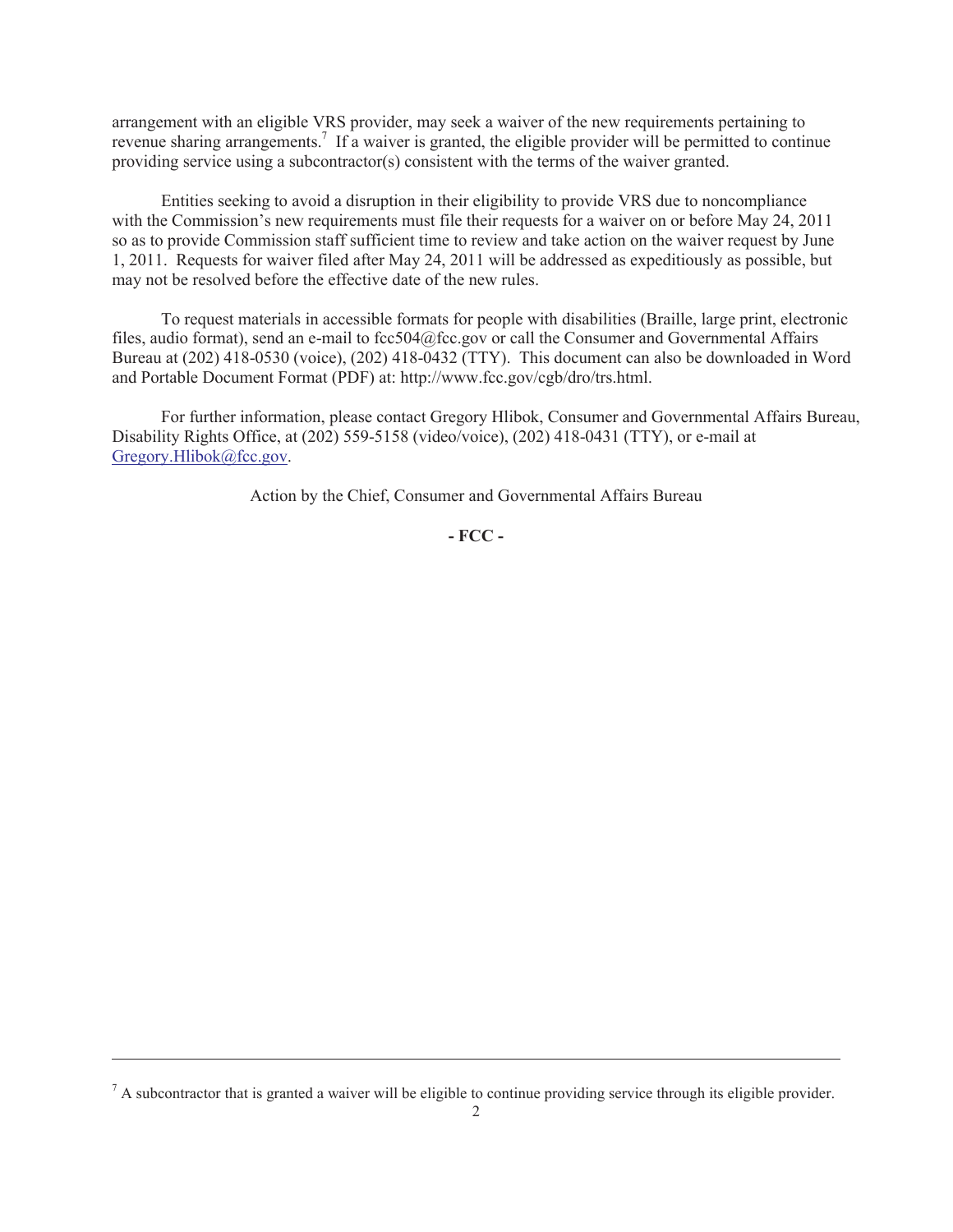arrangement with an eligible VRS provider, may seek a waiver of the new requirements pertaining to revenue sharing arrangements.[7] If a waiver is granted, the eligible provider will be permitted to continue providing service using a subcontractor(s) consistent with the terms of the waiver granted.

Entities seeking to avoid a disruption in their eligibility to provide VRS due to noncompliance with the Commission's new requirements must file their requests for a waiver on or before May 24, 2011 so as to provide Commission staff sufficient time to review and take action on the waiver request by June 1, 2011. Requests for waiver filed after May 24, 2011 will be addressed as expeditiously as possible, but may not be resolved before the effective date of the new rules.

To request materials in accessible formats for people with disabilities (Braille, large print, electronic files, audio format), send an e-mail to fcc504@fcc.gov or call the Consumer and Governmental Affairs Bureau at (202) 418-0530 (voice), (202) 418-0432 (TTY). This document can also be downloaded in Word and Portable Document Format (PDF) at: http://www.fcc.gov/cgb/dro/trs.html.

For further information, please contact Gregory Hlibok, Consumer and Governmental Affairs Bureau, Disability Rights Office, at (202) 559-5158 (video/voice), (202) 418-0431 (TTY), or e-mail at Gregory.Hlibok@fcc.gov.

Action by the Chief, Consumer and Governmental Affairs Bureau

**- FCC -**

---

[7] A subcontractor that is granted a waiver will be eligible to continue providing service through its eligible provider.